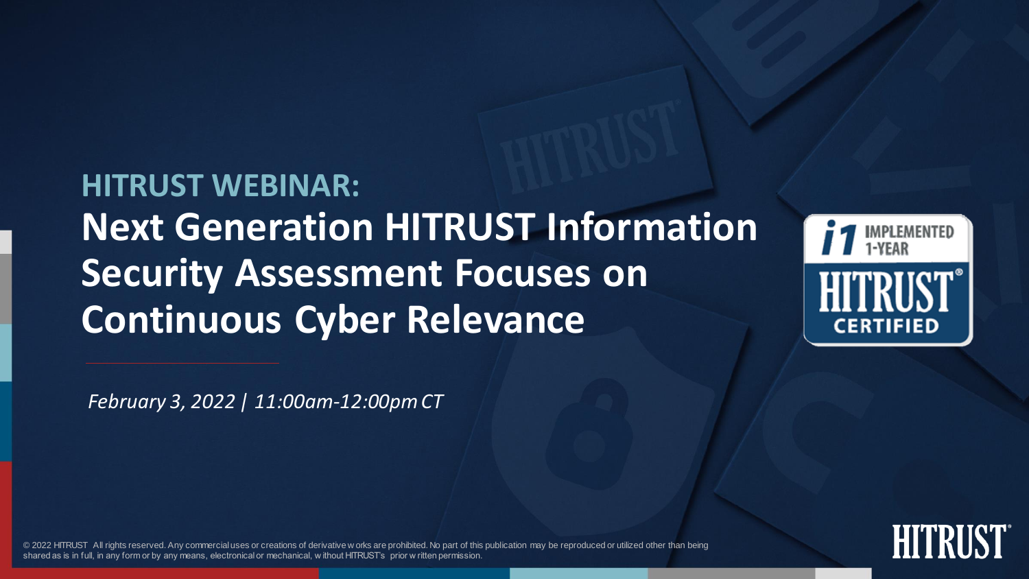## HITRUST WEBINAR:

# Next Generation HITRUST Information Security Assessment Focuses on Continuous Cyber Relevance

*February 3, 2022 | 11:00am-12:00pm CT*

i1 IMPLEMENTED 1-YEAR HITRUST CERTIFIED

© 2022 HITRUST All rights reserved. Any commercial uses or creations of derivative works are prohibited. No part of this publication may be reproduced or utilized other than being shared as is in full, in any form or by any means, electronical or mechanical, without HITRUST's prior written permission.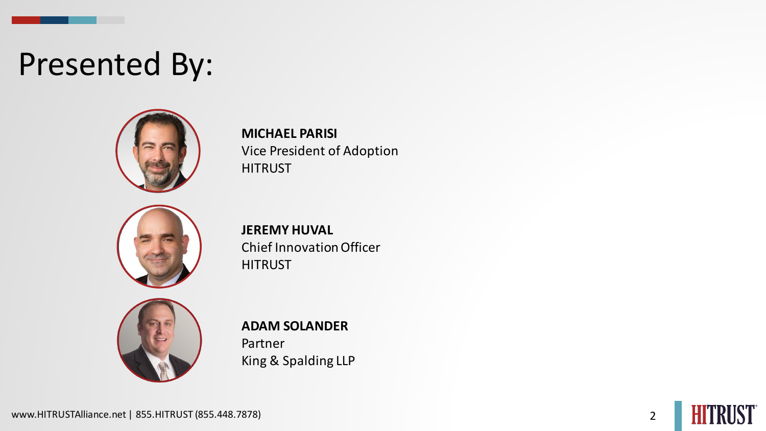# Presented By:

**MICHAEL PARISI**
Vice President of Adoption
HITRUST

**JEREMY HUVAL**
Chief Innovation Officer
HITRUST

**ADAM SOLANDER**
Partner
King & Spalding LLP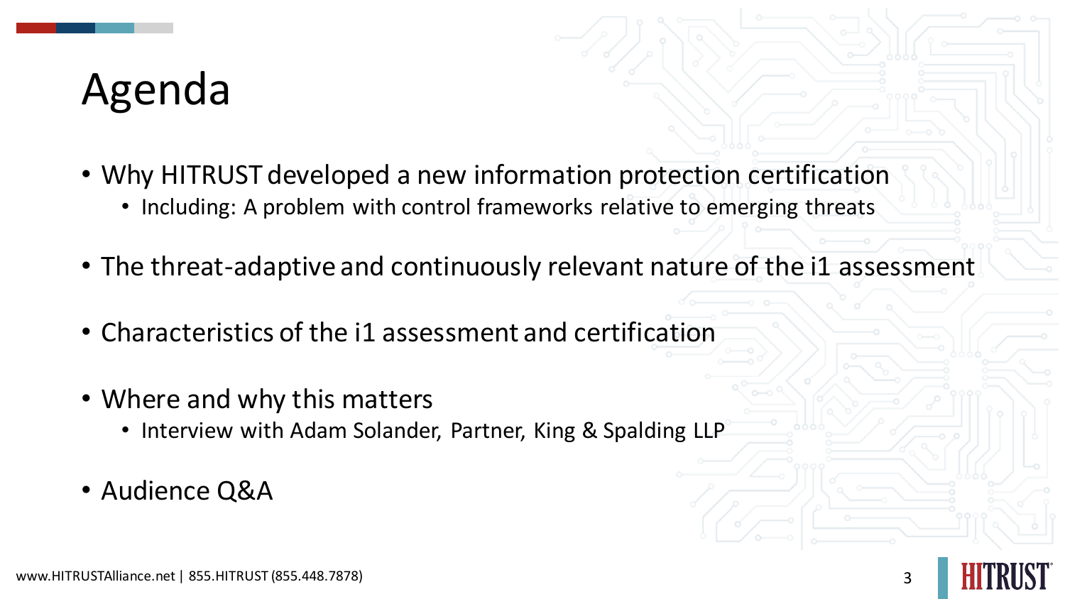# Agenda

- Why HITRUST developed a new information protection certification
  - Including: A problem with control frameworks relative to emerging threats
- The threat-adaptive and continuously relevant nature of the i1 assessment
- Characteristics of the i1 assessment and certification
- Where and why this matters
  - Interview with Adam Solander, Partner, King & Spalding LLP
- Audience Q&A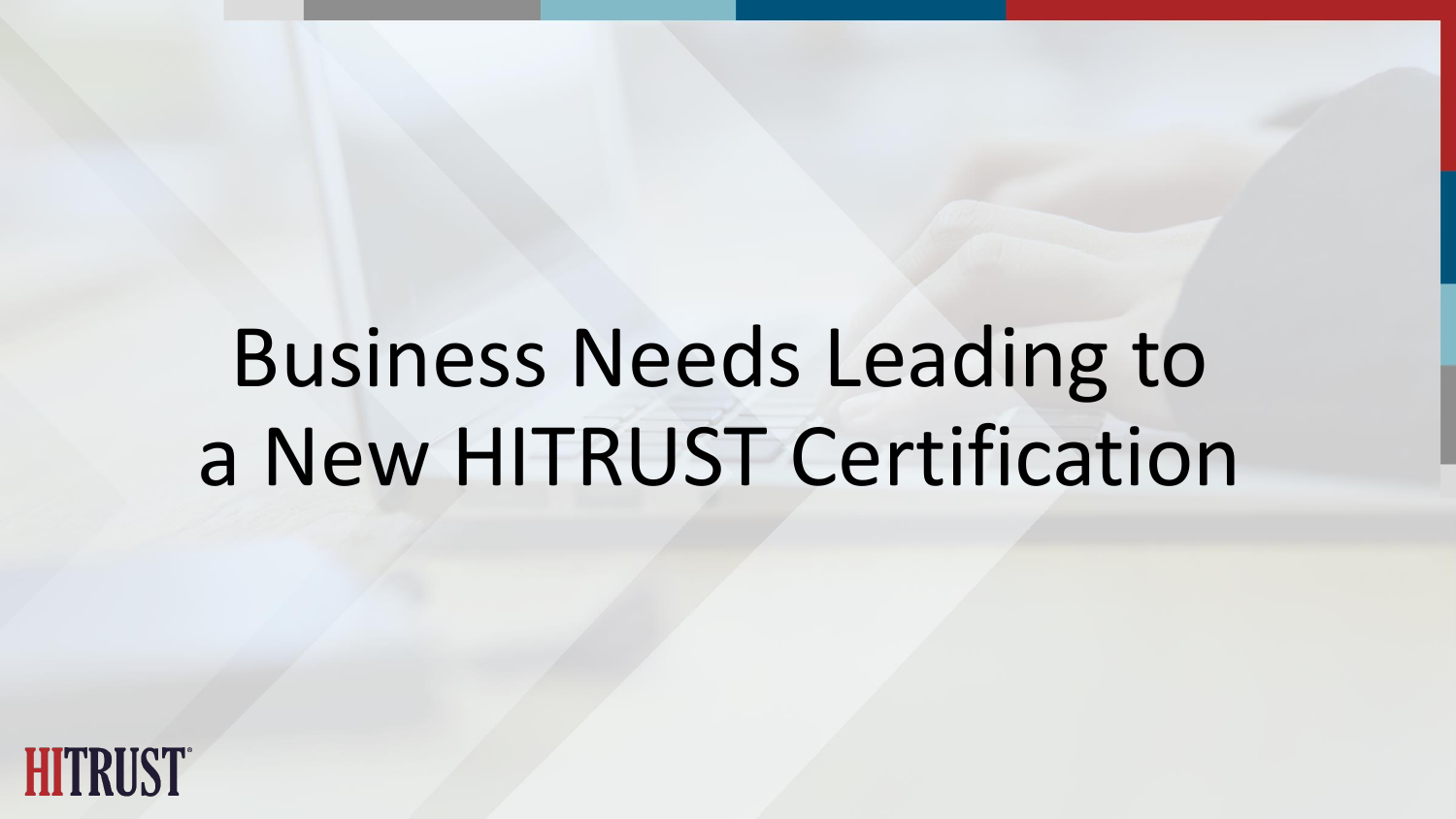# Business Needs Leading to a New HITRUST Certification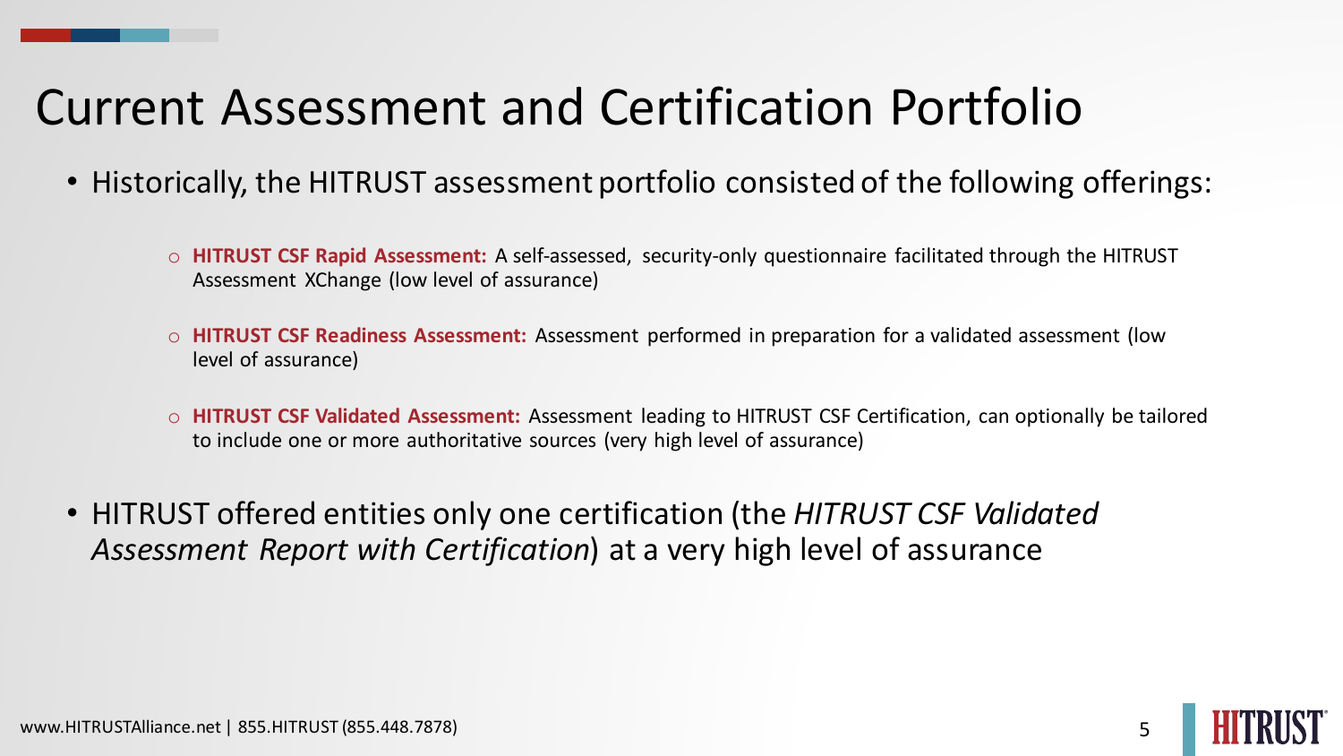# Current Assessment and Certification Portfolio

- Historically, the HITRUST assessment portfolio consisted of the following offerings:
  - **HITRUST CSF Rapid Assessment:** A self-assessed, security-only questionnaire facilitated through the HITRUST Assessment XChange (low level of assurance)
  - **HITRUST CSF Readiness Assessment:** Assessment performed in preparation for a validated assessment (low level of assurance)
  - **HITRUST CSF Validated Assessment:** Assessment leading to HITRUST CSF Certification, can optionally be tailored to include one or more authoritative sources (very high level of assurance)
- HITRUST offered entities only one certification (the *HITRUST CSF Validated Assessment Report with Certification*) at a very high level of assurance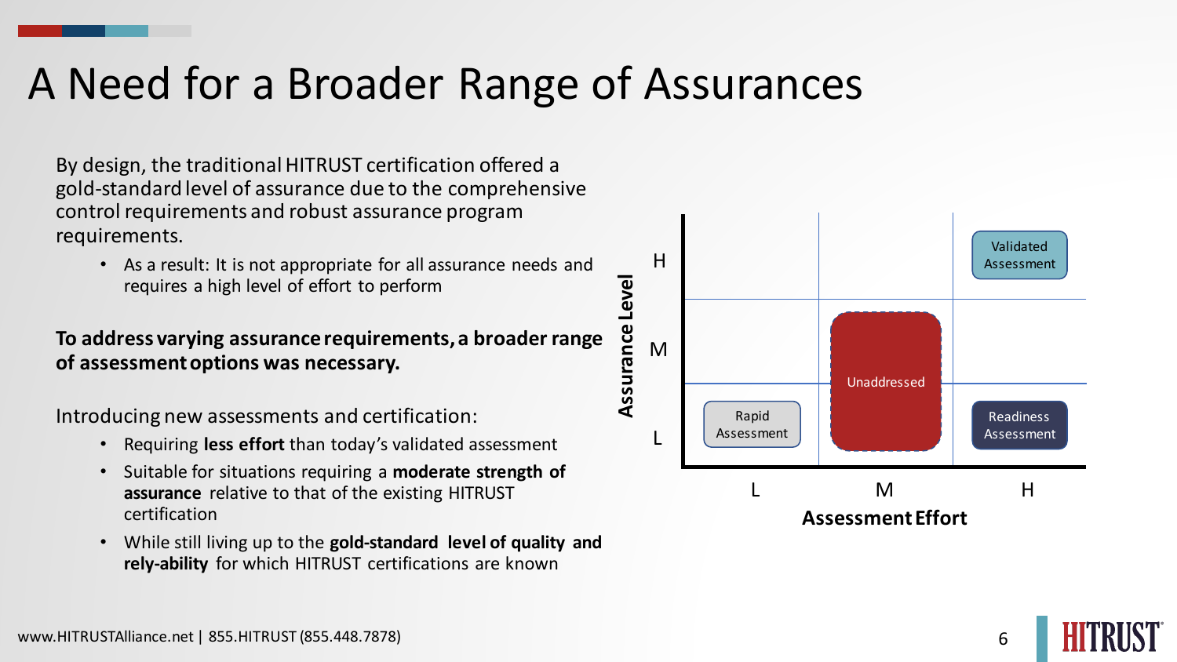# A Need for a Broader Range of Assurances

By design, the traditional HITRUST certification offered a gold-standard level of assurance due to the comprehensive control requirements and robust assurance program requirements.

- As a result: It is not appropriate for all assurance needs and requires a high level of effort to perform

**To address varying assurance requirements, a broader range of assessment options was necessary.**

Introducing new assessments and certification:

- Requiring **less effort** than today's validated assessment
- Suitable for situations requiring a **moderate strength of assurance** relative to that of the existing HITRUST certification
- While still living up to the **gold-standard level of quality and rely-ability** for which HITRUST certifications are known

| Assurance Level \ Assessment Effort | L | M | H |
|---|---|---|---|
| H | | | Validated Assessment |
| M | | Unaddressed | |
| L | Rapid Assessment | Unaddressed | Readiness Assessment |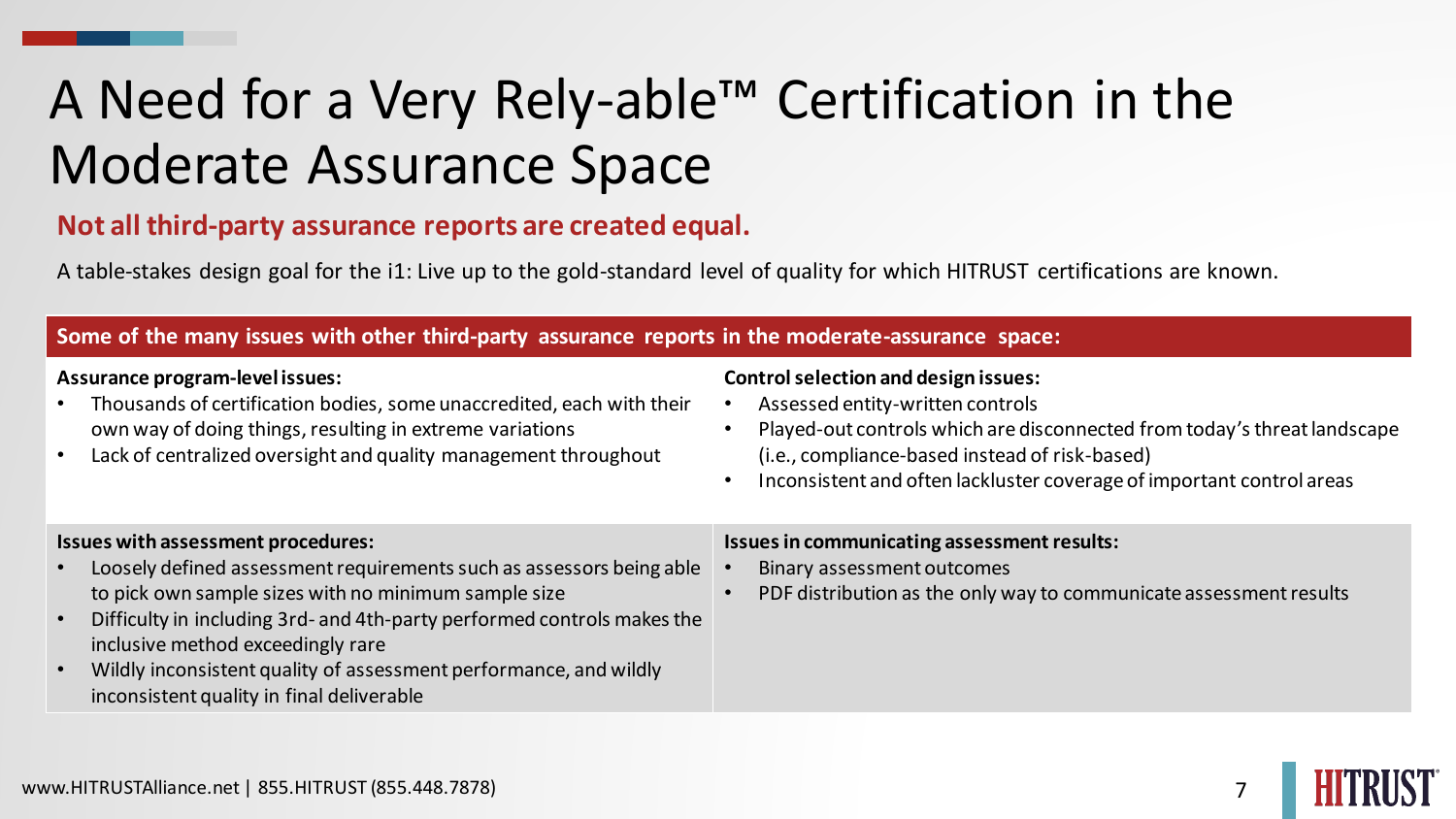# A Need for a Very Rely-able™ Certification in the Moderate Assurance Space

**Not all third-party assurance reports are created equal.**

A table-stakes design goal for the i1: Live up to the gold-standard level of quality for which HITRUST certifications are known.

**Some of the many issues with other third-party assurance reports in the moderate-assurance space:**

**Assurance program-level issues:**

- Thousands of certification bodies, some unaccredited, each with their own way of doing things, resulting in extreme variations
- Lack of centralized oversight and quality management throughout

**Control selection and design issues:**

- Assessed entity-written controls
- Played-out controls which are disconnected from today's threat landscape (i.e., compliance-based instead of risk-based)
- Inconsistent and often lackluster coverage of important control areas

**Issues with assessment procedures:**

- Loosely defined assessment requirements such as assessors being able to pick own sample sizes with no minimum sample size
- Difficulty in including 3rd- and 4th-party performed controls makes the inclusive method exceedingly rare
- Wildly inconsistent quality of assessment performance, and wildly inconsistent quality in final deliverable

**Issues in communicating assessment results:**

- Binary assessment outcomes
- PDF distribution as the only way to communicate assessment results

www.HITRUSTAlliance.net | 855.HITRUST (855.448.7878)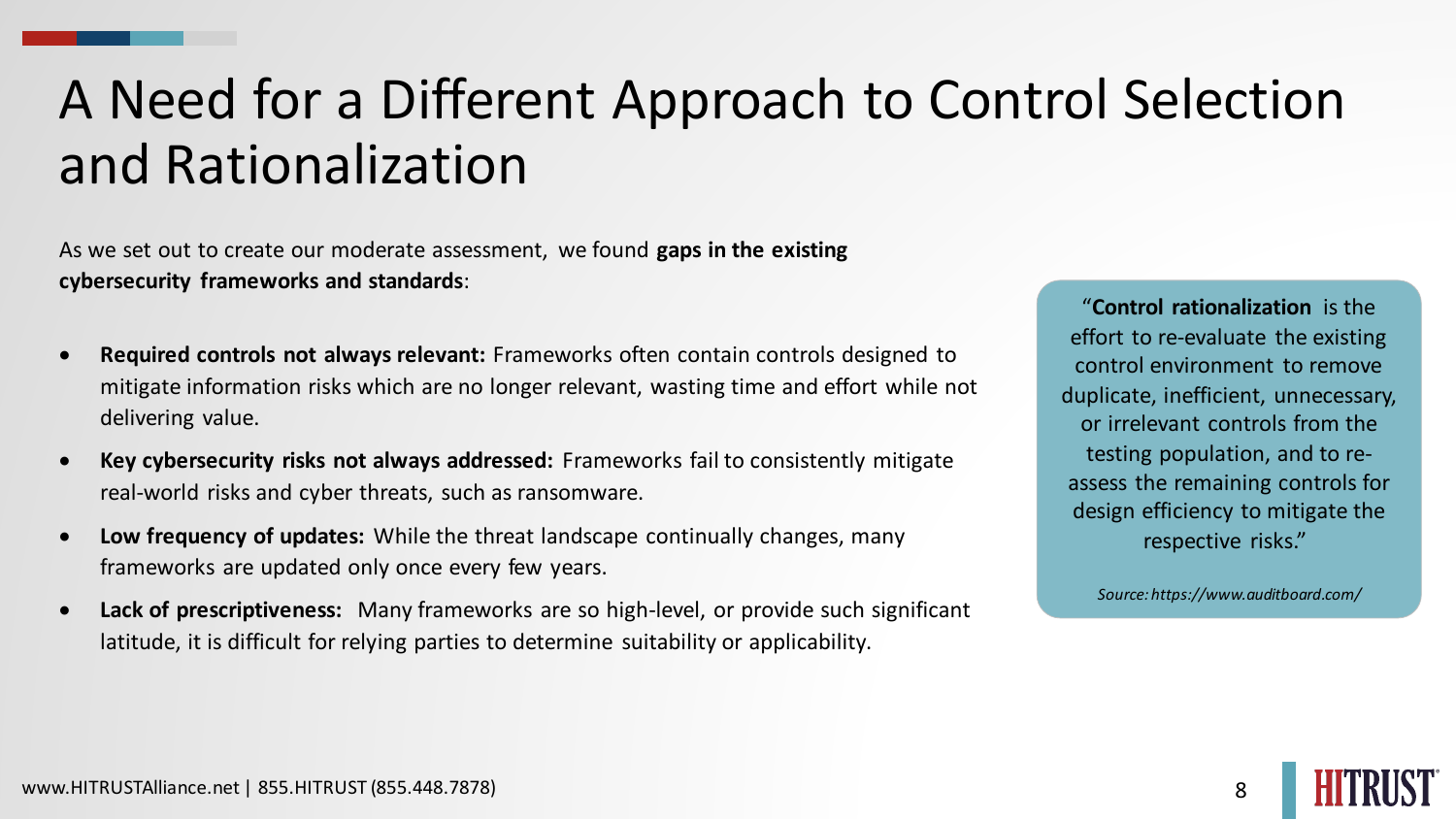# A Need for a Different Approach to Control Selection and Rationalization

As we set out to create our moderate assessment, we found **gaps in the existing cybersecurity frameworks and standards**:

- **Required controls not always relevant:** Frameworks often contain controls designed to mitigate information risks which are no longer relevant, wasting time and effort while not delivering value.
- **Key cybersecurity risks not always addressed:** Frameworks fail to consistently mitigate real-world risks and cyber threats, such as ransomware.
- **Low frequency of updates:** While the threat landscape continually changes, many frameworks are updated only once every few years.
- **Lack of prescriptiveness:** Many frameworks are so high-level, or provide such significant latitude, it is difficult for relying parties to determine suitability or applicability.

"**Control rationalization** is the effort to re-evaluate the existing control environment to remove duplicate, inefficient, unnecessary, or irrelevant controls from the testing population, and to re-assess the remaining controls for design efficiency to mitigate the respective risks."

*Source: https://www.auditboard.com/*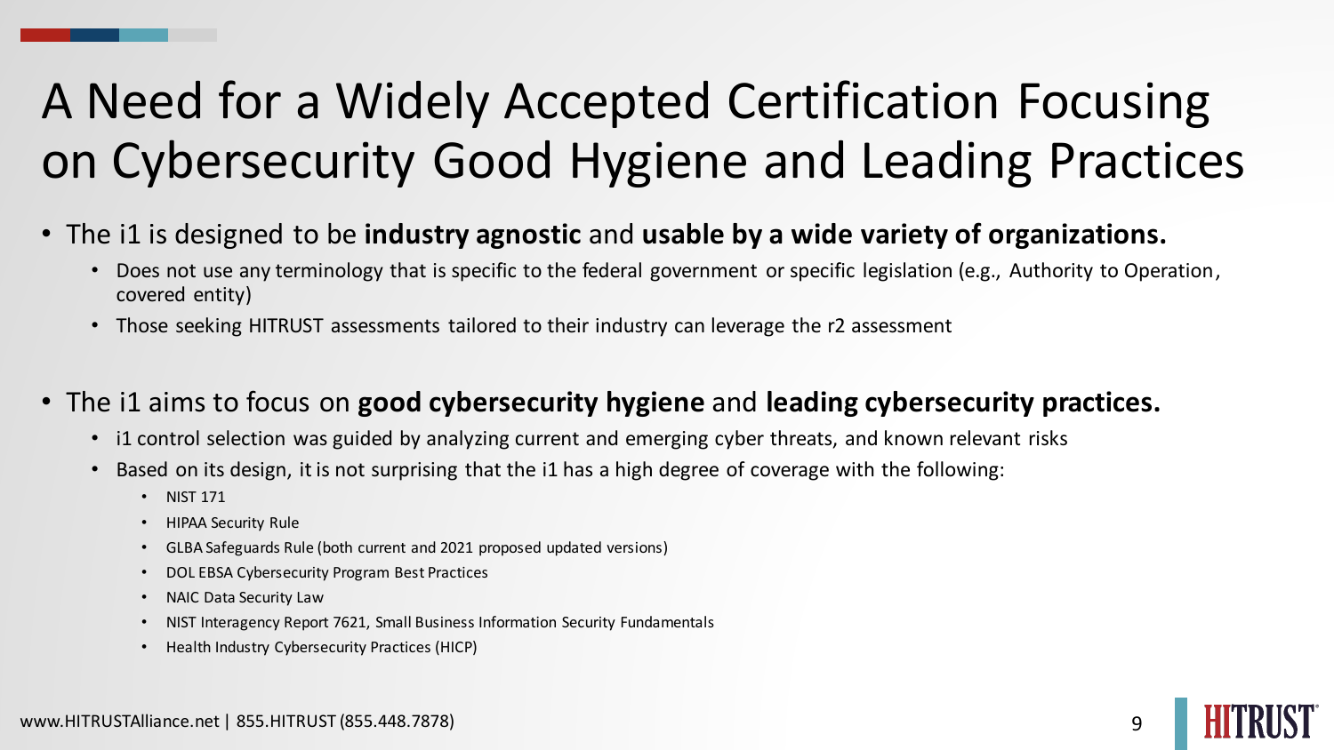# A Need for a Widely Accepted Certification Focusing on Cybersecurity Good Hygiene and Leading Practices

- The i1 is designed to be **industry agnostic** and **usable by a wide variety of organizations.**
  - Does not use any terminology that is specific to the federal government or specific legislation (e.g., Authority to Operation, covered entity)
  - Those seeking HITRUST assessments tailored to their industry can leverage the r2 assessment

- The i1 aims to focus on **good cybersecurity hygiene** and **leading cybersecurity practices.**
  - i1 control selection was guided by analyzing current and emerging cyber threats, and known relevant risks
  - Based on its design, it is not surprising that the i1 has a high degree of coverage with the following:
    - NIST 171
    - HIPAA Security Rule
    - GLBA Safeguards Rule (both current and 2021 proposed updated versions)
    - DOL EBSA Cybersecurity Program Best Practices
    - NAIC Data Security Law
    - NIST Interagency Report 7621, Small Business Information Security Fundamentals
    - Health Industry Cybersecurity Practices (HICP)

www.HITRUSTAlliance.net | 855.HITRUST (855.448.7878)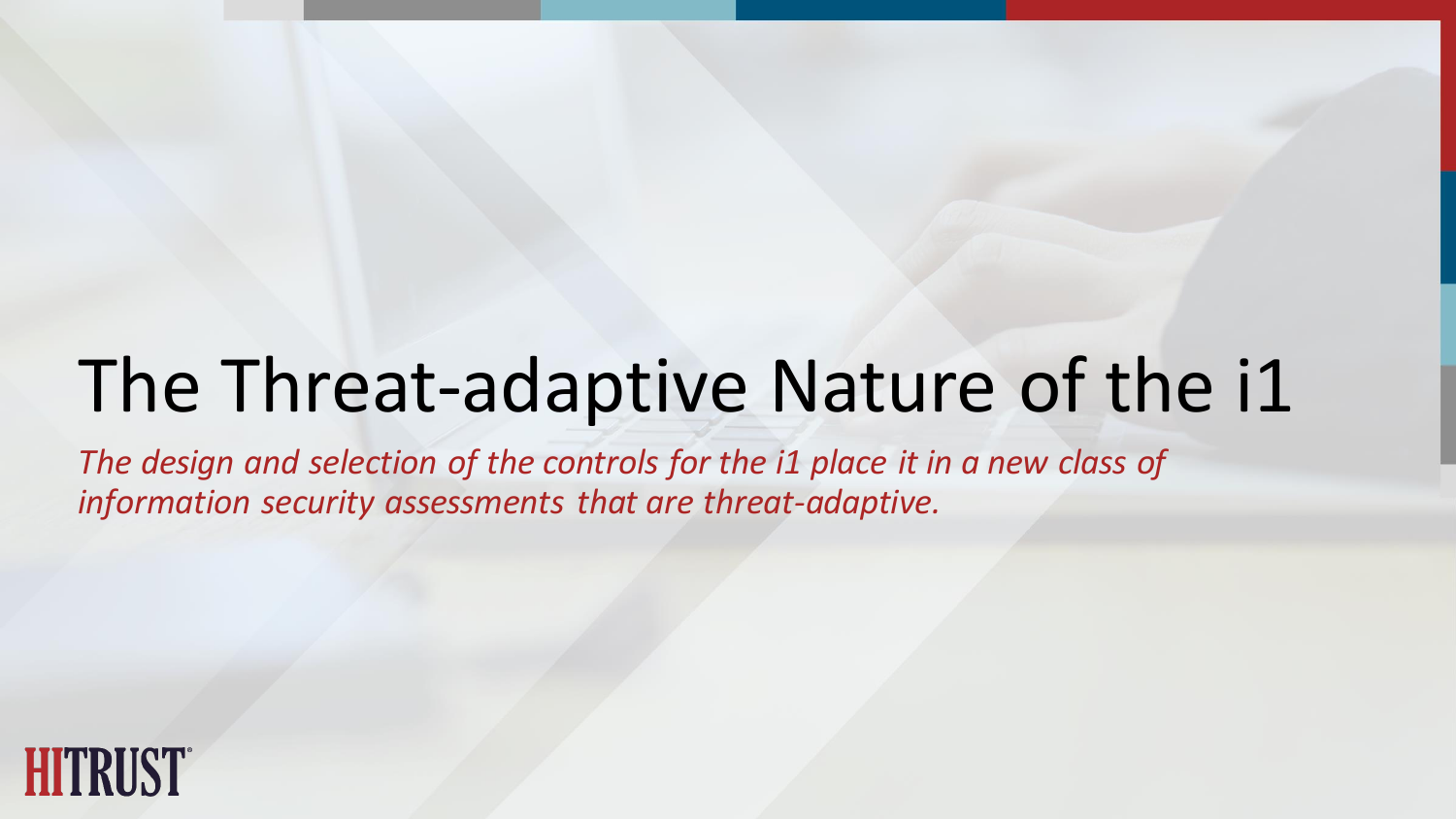# The Threat-adaptive Nature of the i1

*The design and selection of the controls for the i1 place it in a new class of information security assessments that are threat-adaptive.*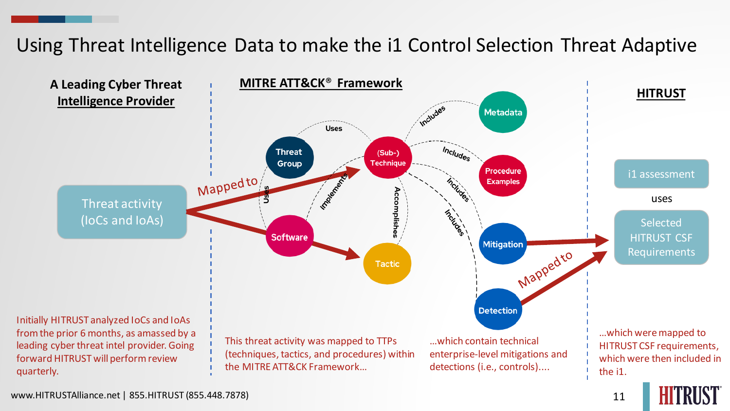# Using Threat Intelligence Data to make the i1 Control Selection Threat Adaptive

## A Leading Cyber Threat Intelligence Provider

Threat activity (IoCs and IoAs)

Mapped to

## MITRE ATT&CK® Framework

Threat Group — Uses — (Sub-) Technique

Threat Group — Uses — Software

Software — Implements — (Sub-) Technique

(Sub-) Technique — Accomplishes — Tactic

(Sub-) Technique — Includes — Metadata

(Sub-) Technique — Includes — Procedure Examples

(Sub-) Technique — Includes — Mitigation

(Sub-) Technique — Includes — Detection

Mapped to

## HITRUST

i1 assessment

uses

Selected HITRUST CSF Requirements

Initially HITRUST analyzed IoCs and IoAs from the prior 6 months, as amassed by a leading cyber threat intel provider. Going forward HITRUST will perform review quarterly.

This threat activity was mapped to TTPs (techniques, tactics, and procedures) within the MITRE ATT&CK Framework…

…which contain technical enterprise-level mitigations and detections (i.e., controls)….

…which were mapped to HITRUST CSF requirements, which were then included in the i1.

www.HITRUSTAlliance.net | 855.HITRUST (855.448.7878)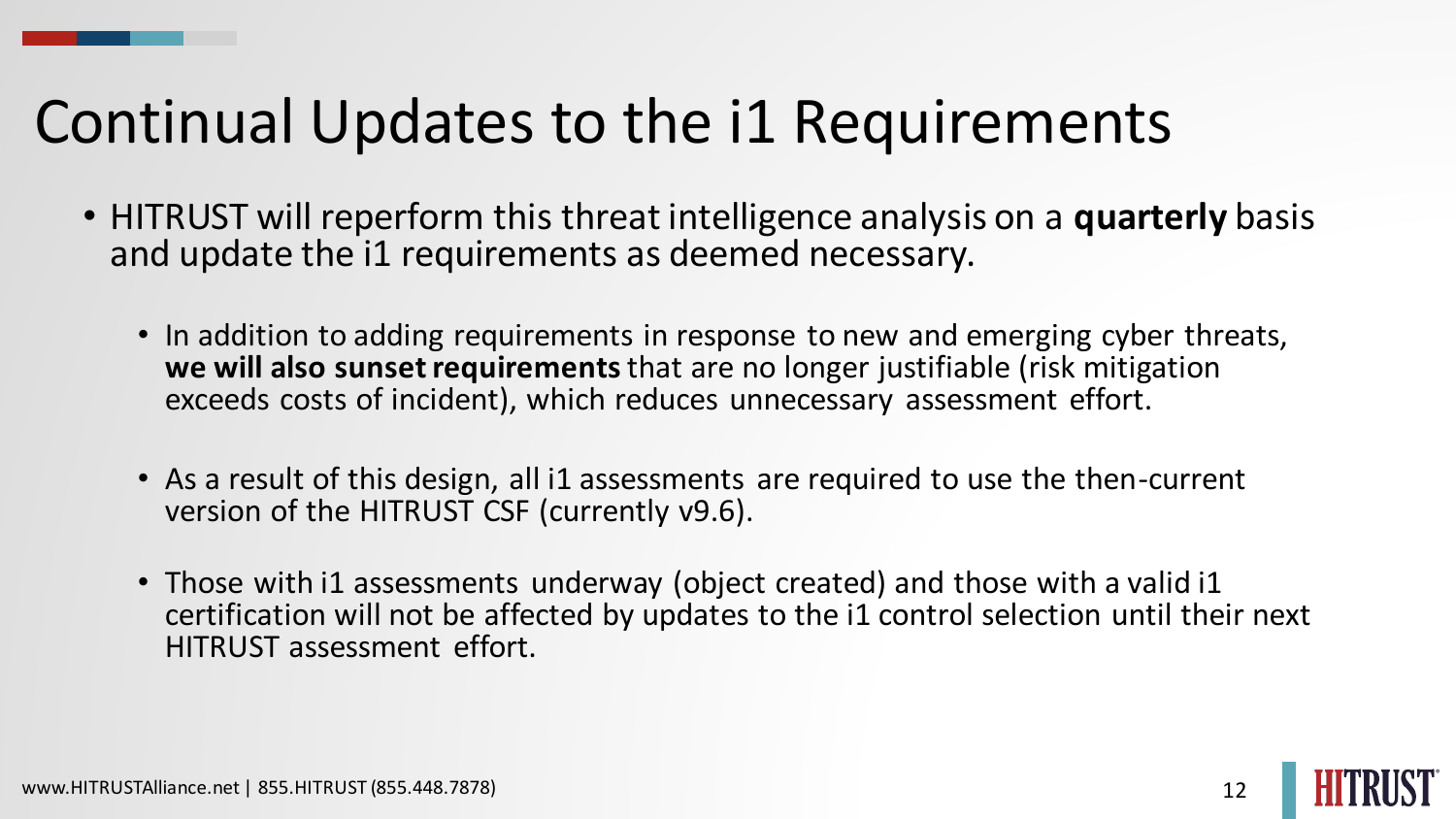# Continual Updates to the i1 Requirements

- HITRUST will reperform this threat intelligence analysis on a **quarterly** basis and update the i1 requirements as deemed necessary.
  - In addition to adding requirements in response to new and emerging cyber threats, **we will also sunset requirements** that are no longer justifiable (risk mitigation exceeds costs of incident), which reduces unnecessary assessment effort.
  - As a result of this design, all i1 assessments are required to use the then-current version of the HITRUST CSF (currently v9.6).
  - Those with i1 assessments underway (object created) and those with a valid i1 certification will not be affected by updates to the i1 control selection until their next HITRUST assessment effort.

www.HITRUSTAlliance.net | 855.HITRUST (855.448.7878)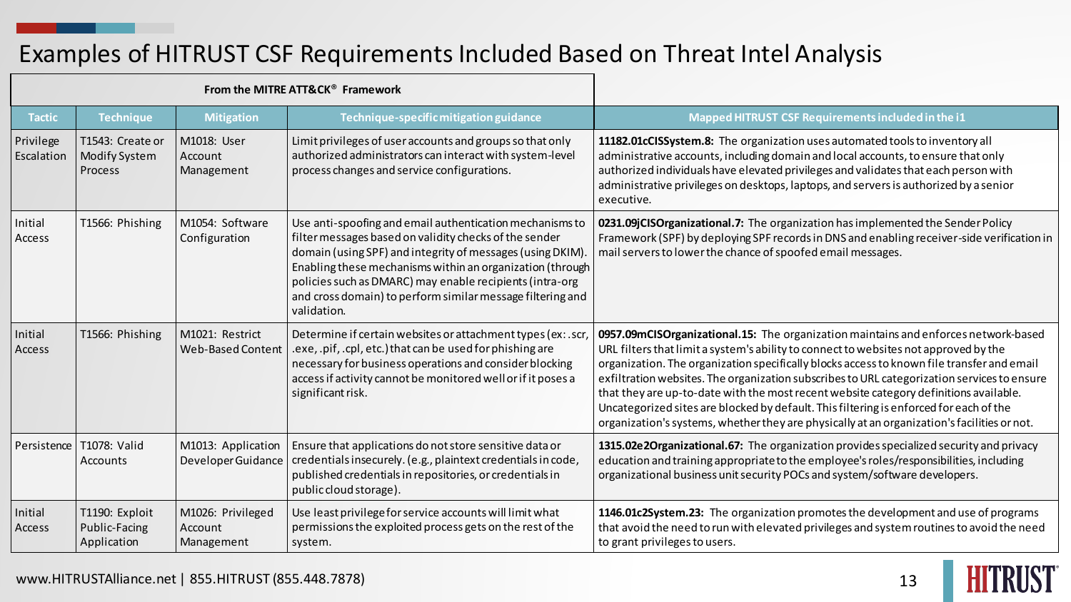# Examples of HITRUST CSF Requirements Included Based on Threat Intel Analysis

| From the MITRE ATT&CK® Framework | | | | |
|---|---|---|---|---|
| **Tactic** | **Technique** | **Mitigation** | **Technique-specific mitigation guidance** | **Mapped HITRUST CSF Requirements included in the i1** |
| Privilege Escalation | T1543: Create or Modify System Process | M1018: User Account Management | Limit privileges of user accounts and groups so that only authorized administrators can interact with system-level process changes and service configurations. | **11182.01cCISSystem.8:** The organization uses automated tools to inventory all administrative accounts, including domain and local accounts, to ensure that only authorized individuals have elevated privileges and validates that each person with administrative privileges on desktops, laptops, and servers is authorized by a senior executive. |
| Initial Access | T1566: Phishing | M1054: Software Configuration | Use anti-spoofing and email authentication mechanisms to filter messages based on validity checks of the sender domain (using SPF) and integrity of messages (using DKIM). Enabling these mechanisms within an organization (through policies such as DMARC) may enable recipients (intra-org and cross domain) to perform similar message filtering and validation. | **0231.09jCISOrganizational.7:** The organization has implemented the Sender Policy Framework (SPF) by deploying SPF records in DNS and enabling receiver-side verification in mail servers to lower the chance of spoofed email messages. |
| Initial Access | T1566: Phishing | M1021: Restrict Web-Based Content | Determine if certain websites or attachment types (ex: .scr, .exe, .pif, .cpl, etc.) that can be used for phishing are necessary for business operations and consider blocking access if activity cannot be monitored well or if it poses a significant risk. | **0957.09mCISOrganizational.15:** The organization maintains and enforces network-based URL filters that limit a system's ability to connect to websites not approved by the organization. The organization specifically blocks access to known file transfer and email exfiltration websites. The organization subscribes to URL categorization services to ensure that they are up-to-date with the most recent website category definitions available. Uncategorized sites are blocked by default. This filtering is enforced for each of the organization's systems, whether they are physically at an organization's facilities or not. |
| Persistence | T1078: Valid Accounts | M1013: Application Developer Guidance | Ensure that applications do not store sensitive data or credentials insecurely. (e.g., plaintext credentials in code, published credentials in repositories, or credentials in public cloud storage). | **1315.02e2Organizational.67:** The organization provides specialized security and privacy education and training appropriate to the employee's roles/responsibilities, including organizational business unit security POCs and system/software developers. |
| Initial Access | T1190: Exploit Public-Facing Application | M1026: Privileged Account Management | Use least privilege for service accounts will limit what permissions the exploited process gets on the rest of the system. | **1146.01c2System.23:** The organization promotes the development and use of programs that avoid the need to run with elevated privileges and system routines to avoid the need to grant privileges to users. |

www.HITRUSTAlliance.net | 855.HITRUST (855.448.7878)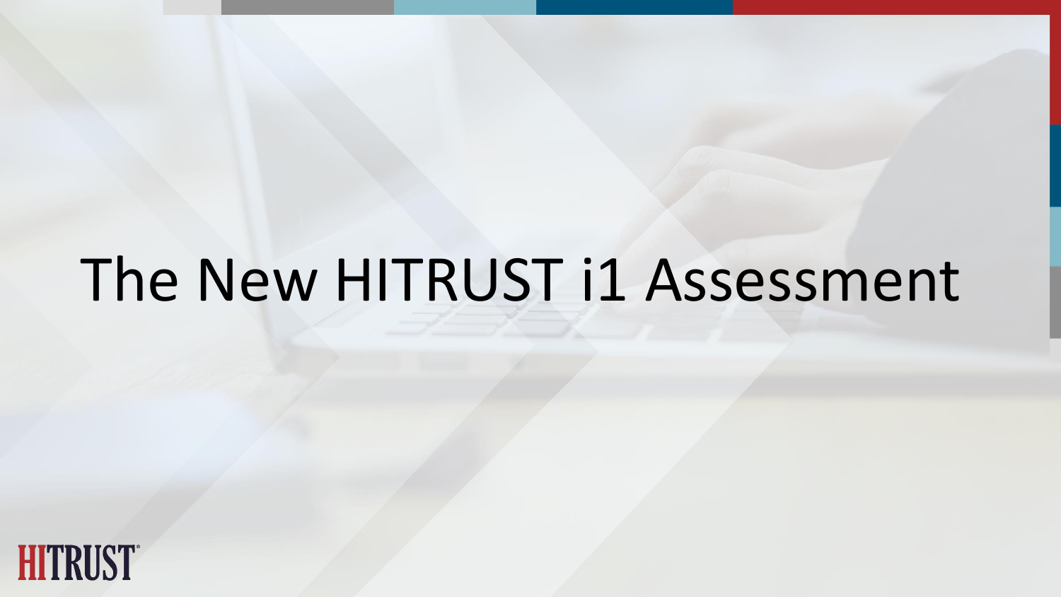# The New HITRUST i1 Assessment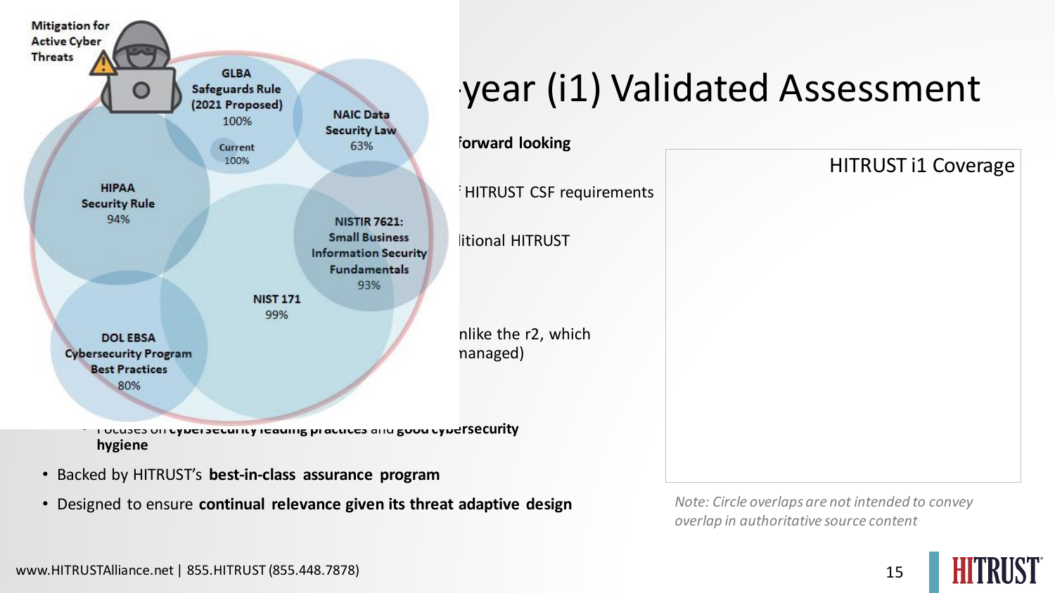# ·year (i1) Validated Assessment

- **forward looking**
- ᶠ HITRUST CSF requirements
- litional HITRUST
- nlike the r2, which nanaged)
- Focuses on **cybersecurity leading practices** and **good cybersecurity hygiene**
- Backed by HITRUST's **best-in-class assurance program**
- Designed to ensure **continual relevance given its threat adaptive design**

Mitigation for Active Cyber Threats

GLBA Safeguards Rule (2021 Proposed) 100%

Current 100%

NAIC Data Security Law 63%

HIPAA Security Rule 94%

NISTIR 7621: Small Business Information Security Fundamentals 93%

NIST 171 99%

DOL EBSA Cybersecurity Program Best Practices 80%

HITRUST i1 Coverage

*Note: Circle overlaps are not intended to convey overlap in authoritative source content*

www.HITRUSTAlliance.net | 855.HITRUST (855.448.7878)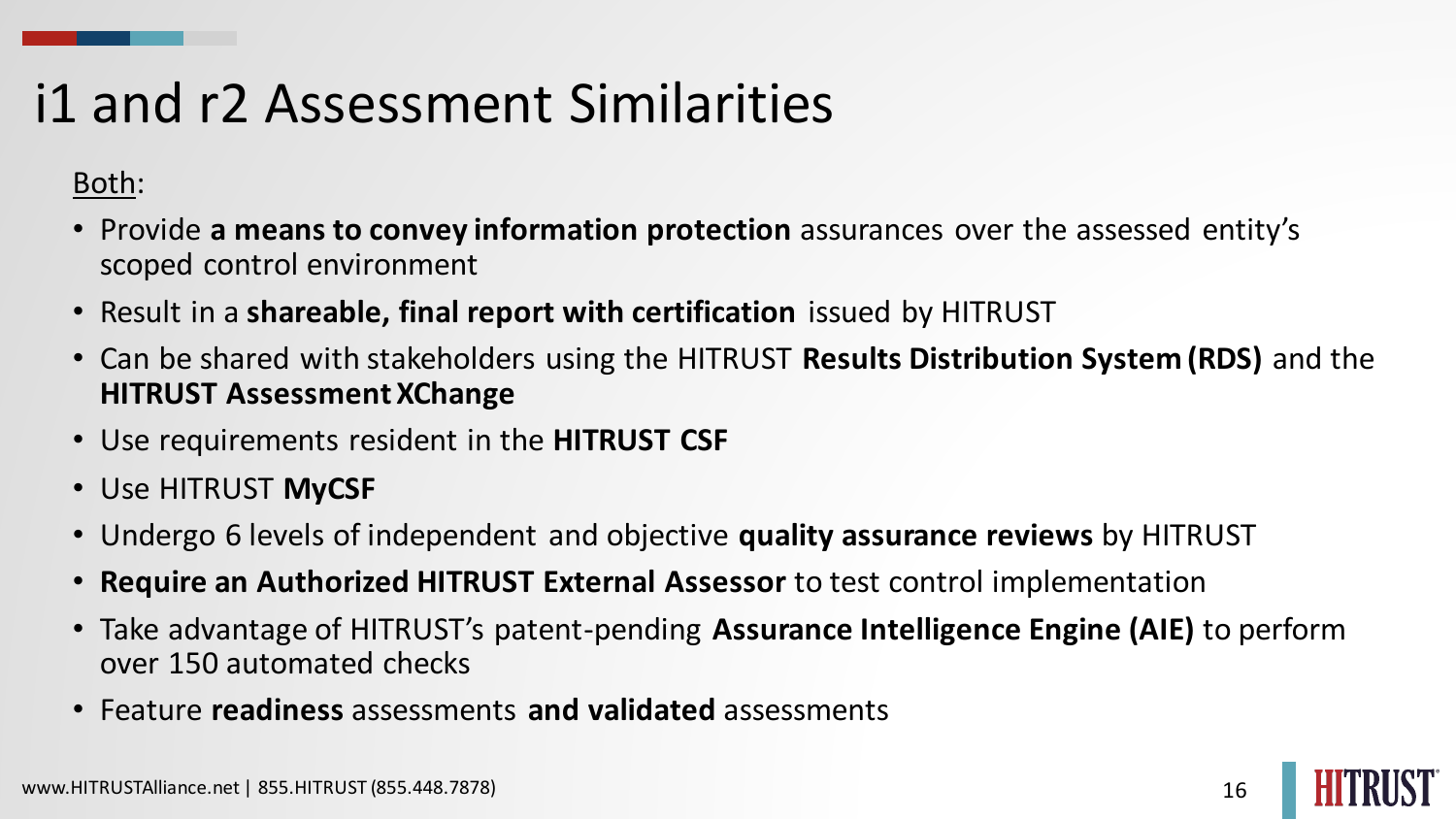# i1 and r2 Assessment Similarities

Both:

- Provide **a means to convey information protection** assurances over the assessed entity's scoped control environment
- Result in a **shareable, final report with certification** issued by HITRUST
- Can be shared with stakeholders using the HITRUST **Results Distribution System (RDS)** and the **HITRUST Assessment XChange**
- Use requirements resident in the **HITRUST CSF**
- Use HITRUST **MyCSF**
- Undergo 6 levels of independent and objective **quality assurance reviews** by HITRUST
- **Require an Authorized HITRUST External Assessor** to test control implementation
- Take advantage of HITRUST's patent-pending **Assurance Intelligence Engine (AIE)** to perform over 150 automated checks
- Feature **readiness** assessments **and validated** assessments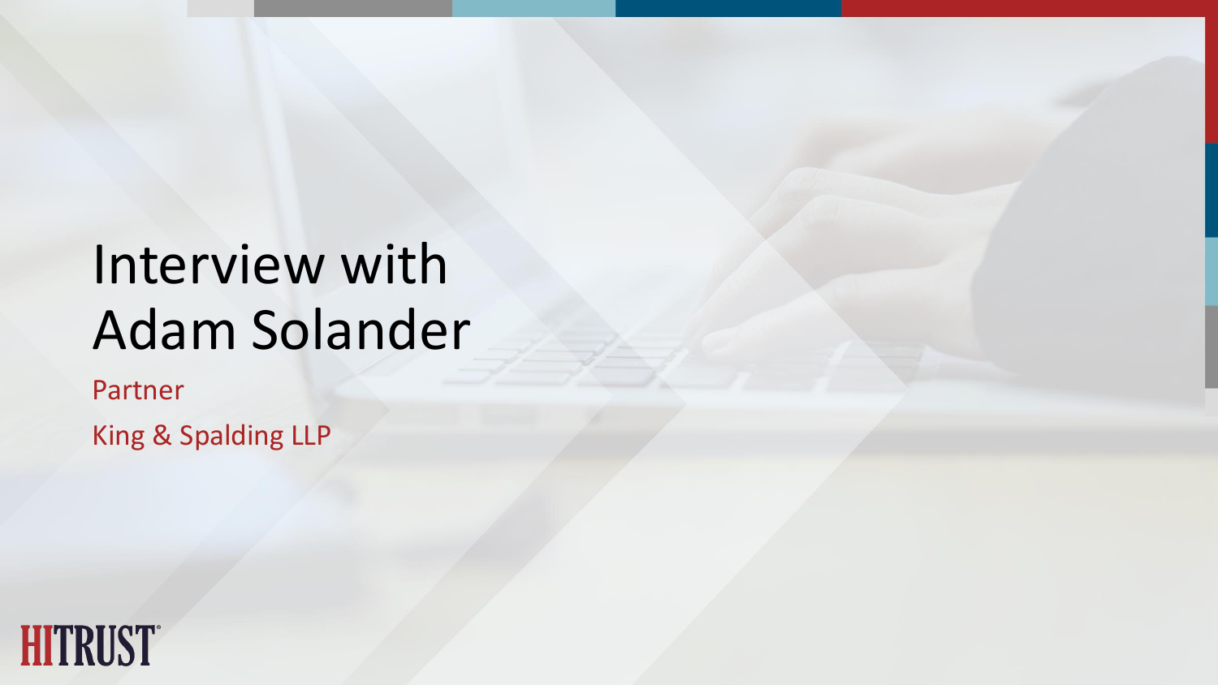# Interview with Adam Solander

Partner

King & Spalding LLP

HITRUST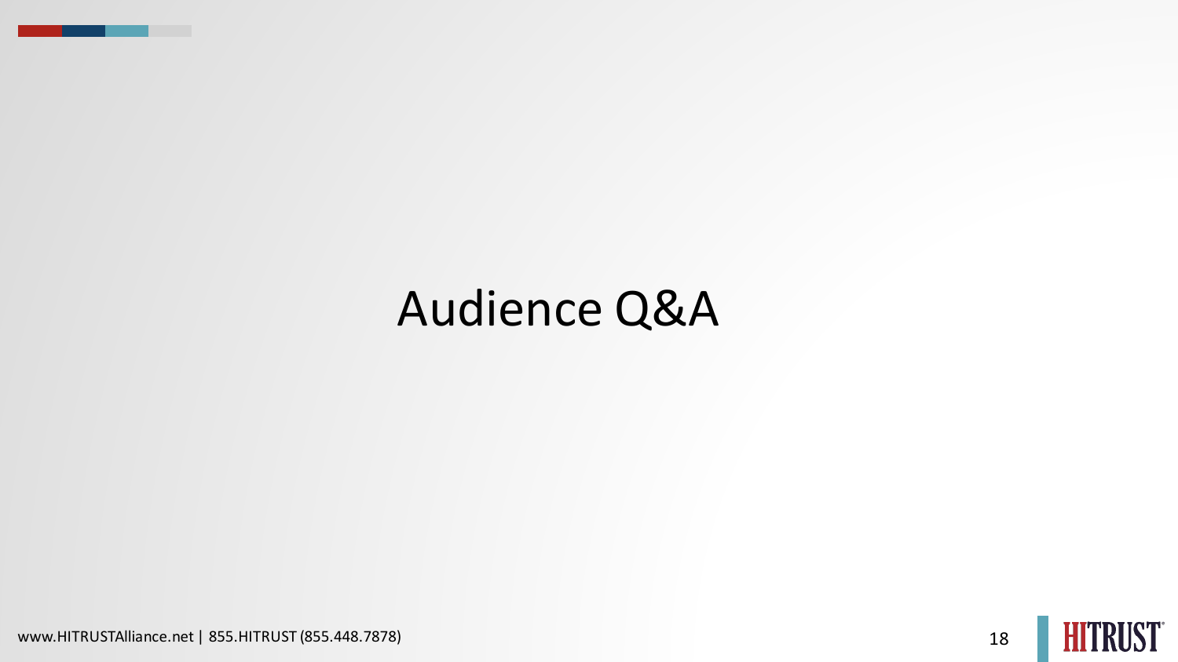# Audience Q&A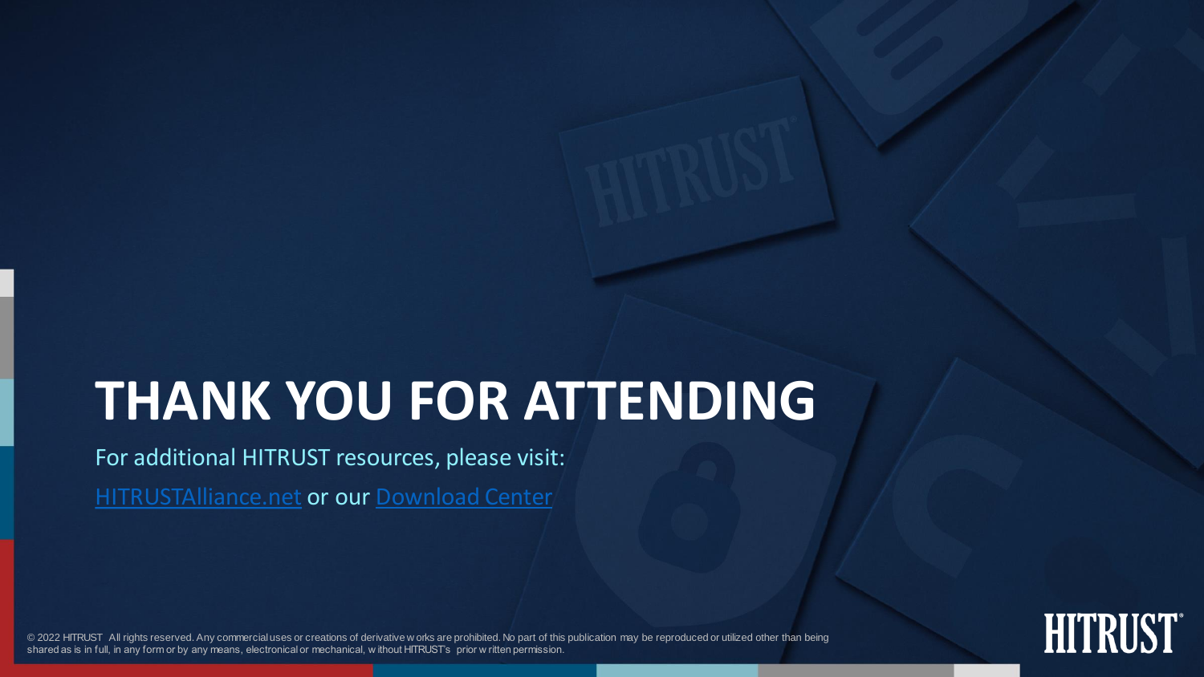# THANK YOU FOR ATTENDING

For additional HITRUST resources, please visit:

HITRUSTAlliance.net or our Download Center

© 2022 HITRUST All rights reserved. Any commercial uses or creations of derivative works are prohibited. No part of this publication may be reproduced or utilized other than being shared as is in full, in any form or by any means, electronical or mechanical, without HITRUST's prior written permission.

HITRUST